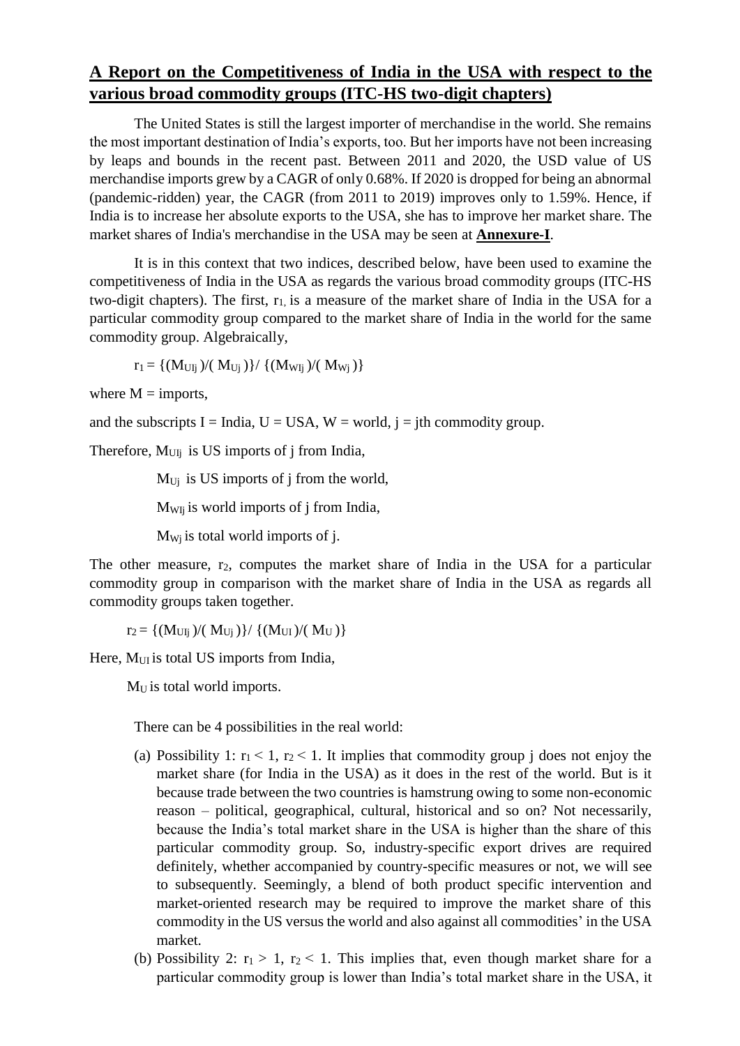## A Report on the Competitiveness of India in the USA with respect to the various broad commodity groups (ITC-HS two-digit chapters)

The United States is still the largest importer of merchandise in the world. She remains the most important destination of India's exports, too. But her imports have not been increasing by leaps and bounds in the recent past. Between 2011 and 2020, the USD value of US merchandise imports grew by a CAGR of only 0.68%. If 2020 is dropped for being an abnormal (pandemic-ridden) year, the CAGR (from 2011 to 2019) improves only to 1.59%. Hence, if India is to increase her absolute exports to the USA, she has to improve her market share. The market shares of India's merchandise in the USA may be seen at **Annexure-I**.

It is in this context that two indices, described below, have been used to examine the competitiveness of India in the USA as regards the various broad commodity groups (ITC-HS two-digit chapters). The first, $r_1$, is a measure of the market share of India in the USA for a particular commodity group compared to the market share of India in the world for the same commodity group. Algebraically,

$$r_1 = \{(M_{UIj})/(M_{Uj})\}/\{(M_{WIj})/(M_{Wj})\}$$

where M = imports,

and the subscripts I = India, U = USA, W = world, j = jth commodity group.

Therefore, $M_{UIj}$ is US imports of j from India,

$M_{Uj}$ is US imports of j from the world,

$M_{WIj}$ is world imports of j from India,

$M_{Wj}$ is total world imports of j.

The other measure, $r_2$, computes the market share of India in the USA for a particular commodity group in comparison with the market share of India in the USA as regards all commodity groups taken together.

$$r_2 = \{(M_{UIj})/(M_{Uj})\}/\{(M_{UI})/(M_U)\}$$

Here, $M_{UI}$ is total US imports from India,

$M_U$ is total world imports.

There can be 4 possibilities in the real world:

(a) Possibility 1: $r_1 < 1$, $r_2 < 1$. It implies that commodity group j does not enjoy the market share (for India in the USA) as it does in the rest of the world. But is it because trade between the two countries is hamstrung owing to some non-economic reason – political, geographical, cultural, historical and so on? Not necessarily, because the India's total market share in the USA is higher than the share of this particular commodity group. So, industry-specific export drives are required definitely, whether accompanied by country-specific measures or not, we will see to subsequently. Seemingly, a blend of both product specific intervention and market-oriented research may be required to improve the market share of this commodity in the US versus the world and also against all commodities' in the USA market.

(b) Possibility 2: $r_1 > 1$, $r_2 < 1$. This implies that, even though market share for a particular commodity group is lower than India's total market share in the USA, it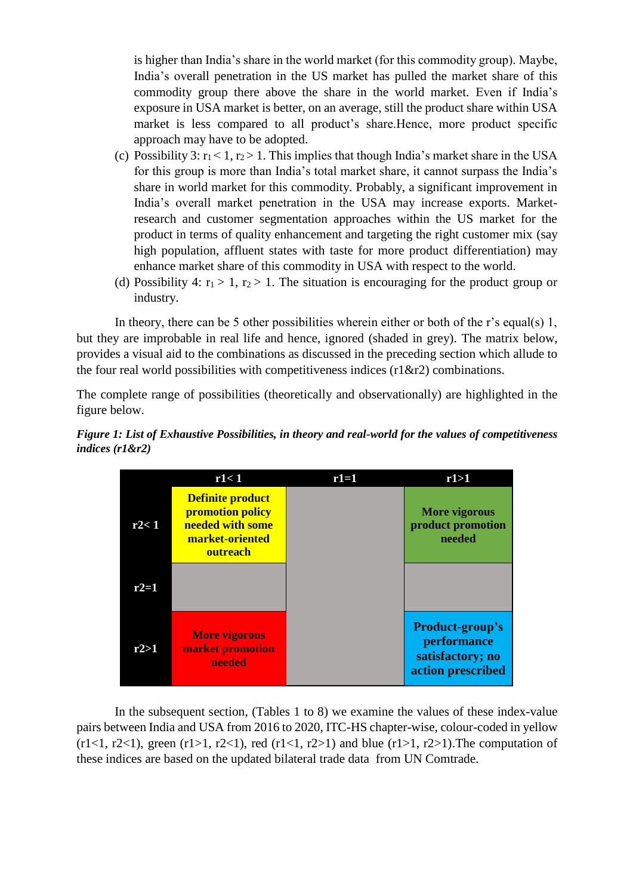is higher than India's share in the world market (for this commodity group). Maybe, India's overall penetration in the US market has pulled the market share of this commodity group there above the share in the world market. Even if India's exposure in USA market is better, on an average, still the product share within USA market is less compared to all product's share.Hence, more product specific approach may have to be adopted.

(c) Possibility 3: $r_1 < 1$, $r_2 > 1$. This implies that though India's market share in the USA for this group is more than India's total market share, it cannot surpass the India's share in world market for this commodity. Probably, a significant improvement in India's overall market penetration in the USA may increase exports. Market-research and customer segmentation approaches within the US market for the product in terms of quality enhancement and targeting the right customer mix (say high population, affluent states with taste for more product differentiation) may enhance market share of this commodity in USA with respect to the world.

(d) Possibility 4: $r_1 > 1$, $r_2 > 1$. The situation is encouraging for the product group or industry.

In theory, there can be 5 other possibilities wherein either or both of the r's equal(s) 1, but they are improbable in real life and hence, ignored (shaded in grey). The matrix below, provides a visual aid to the combinations as discussed in the preceding section which allude to the four real world possibilities with competitiveness indices (r1&r2) combinations.

The complete range of possibilities (theoretically and observationally) are highlighted in the figure below.

***Figure 1: List of Exhaustive Possibilities, in theory and real-world for the values of competitiveness indices (r1&r2)***

| | r1< 1 | r1=1 | r1>1 |
|---|---|---|---|
| r2< 1 | Definite product promotion policy needed with some market-oriented outreach | | More vigorous product promotion needed |
| r2=1 | | | |
| r2>1 | More vigorous market promotion needed | | Product-group's performance satisfactory; no action prescribed |

In the subsequent section, (Tables 1 to 8) we examine the values of these index-value pairs between India and USA from 2016 to 2020, ITC-HS chapter-wise, colour-coded in yellow (r1<1, r2<1), green (r1>1, r2<1), red (r1<1, r2>1) and blue (r1>1, r2>1).The computation of these indices are based on the updated bilateral trade data from UN Comtrade.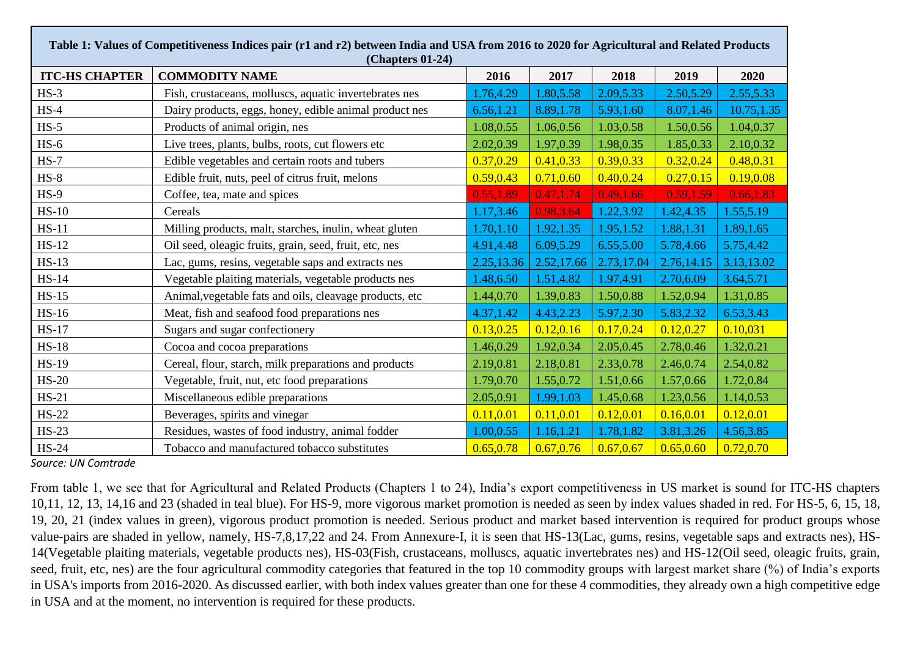**Table 1: Values of Competitiveness Indices pair (r1 and r2) between India and USA from 2016 to 2020 for Agricultural and Related Products (Chapters 01-24)**

| ITC-HS CHAPTER | COMMODITY NAME | 2016 | 2017 | 2018 | 2019 | 2020 |
|---|---|---|---|---|---|---|
| HS-3 | Fish, crustaceans, molluscs, aquatic invertebrates nes | 1.76,4.29 | 1.80,5.58 | 2.09,5.33 | 2.50,5.29 | 2.55,5.33 |
| HS-4 | Dairy products, eggs, honey, edible animal product nes | 6.56,1.21 | 8.89,1.78 | 5.93,1.60 | 8.07,1.46 | 10.75,1.35 |
| HS-5 | Products of animal origin, nes | 1.08,0.55 | 1.06,0.56 | 1.03,0.58 | 1.50,0.56 | 1.04,0.37 |
| HS-6 | Live trees, plants, bulbs, roots, cut flowers etc | 2.02,0.39 | 1.97,0.39 | 1.98,0.35 | 1.85,0.33 | 2.10,0.32 |
| HS-7 | Edible vegetables and certain roots and tubers | 0.37,0.29 | 0.41,0.33 | 0.39,0.33 | 0.32,0.24 | 0.48,0.31 |
| HS-8 | Edible fruit, nuts, peel of citrus fruit, melons | 0.59,0.43 | 0.71,0.60 | 0.40,0.24 | 0.27,0.15 | 0.19,0.08 |
| HS-9 | Coffee, tea, mate and spices | 0.55,1.89 | 0.47,1.74 | 0.49,1.66 | 0.59,1.59 | 0.66,1.83 |
| HS-10 | Cereals | 1.17,3.46 | 0.98,3.64 | 1.22,3.92 | 1.42,4.35 | 1.55,5.19 |
| HS-11 | Milling products, malt, starches, inulin, wheat gluten | 1.70,1.10 | 1.92,1.35 | 1.95,1.52 | 1.88,1.31 | 1.89,1.65 |
| HS-12 | Oil seed, oleagic fruits, grain, seed, fruit, etc, nes | 4.91,4.48 | 6.09,5.29 | 6.55,5.00 | 5.78,4.66 | 5.75,4.42 |
| HS-13 | Lac, gums, resins, vegetable saps and extracts nes | 2.25,13.36 | 2.52,17.66 | 2.73,17.04 | 2.76,14.15 | 3.13,13.02 |
| HS-14 | Vegetable plaiting materials, vegetable products nes | 1.48,6.50 | 1.51,4.82 | 1.97,4.91 | 2.70,6.09 | 3.64,5.71 |
| HS-15 | Animal,vegetable fats and oils, cleavage products, etc | 1.44,0.70 | 1.39,0.83 | 1.50,0.88 | 1.52,0.94 | 1.31,0.85 |
| HS-16 | Meat, fish and seafood food preparations nes | 4.37,1.42 | 4.43,2.23 | 5.97,2.30 | 5.83,2.32 | 6.53,3.43 |
| HS-17 | Sugars and sugar confectionery | 0.13,0.25 | 0.12,0.16 | 0.17,0.24 | 0.12,0.27 | 0.10,031 |
| HS-18 | Cocoa and cocoa preparations | 1.46,0.29 | 1.92,0.34 | 2.05,0.45 | 2.78,0.46 | 1.32,0.21 |
| HS-19 | Cereal, flour, starch, milk preparations and products | 2.19,0.81 | 2.18,0.81 | 2.33,0.78 | 2.46,0.74 | 2.54,0.82 |
| HS-20 | Vegetable, fruit, nut, etc food preparations | 1.79,0.70 | 1.55,0.72 | 1.51,0.66 | 1.57,0.66 | 1.72,0.84 |
| HS-21 | Miscellaneous edible preparations | 2.05,0.91 | 1.99,1.03 | 1.45,0.68 | 1.23,0.56 | 1.14,0.53 |
| HS-22 | Beverages, spirits and vinegar | 0.11,0.01 | 0.11,0.01 | 0.12,0.01 | 0.16,0.01 | 0.12,0.01 |
| HS-23 | Residues, wastes of food industry, animal fodder | 1.00,0.55 | 1.16,1.21 | 1.78,1.82 | 3.81,3.26 | 4.56,3.85 |
| HS-24 | Tobacco and manufactured tobacco substitutes | 0.65,0.78 | 0.67,0.76 | 0.67,0.67 | 0.65,0.60 | 0.72,0.70 |

*Source: UN Comtrade*

From table 1, we see that for Agricultural and Related Products (Chapters 1 to 24), India's export competitiveness in US market is sound for ITC-HS chapters 10,11, 12, 13, 14,16 and 23 (shaded in teal blue). For HS-9, more vigorous market promotion is needed as seen by index values shaded in red. For HS-5, 6, 15, 18, 19, 20, 21 (index values in green), vigorous product promotion is needed. Serious product and market based intervention is required for product groups whose value-pairs are shaded in yellow, namely, HS-7,8,17,22 and 24. From Annexure-I, it is seen that HS-13(Lac, gums, resins, vegetable saps and extracts nes), HS-14(Vegetable plaiting materials, vegetable products nes), HS-03(Fish, crustaceans, molluscs, aquatic invertebrates nes) and HS-12(Oil seed, oleagic fruits, grain, seed, fruit, etc, nes) are the four agricultural commodity categories that featured in the top 10 commodity groups with largest market share (%) of India's exports in USA's imports from 2016-2020. As discussed earlier, with both index values greater than one for these 4 commodities, they already own a high competitive edge in USA and at the moment, no intervention is required for these products.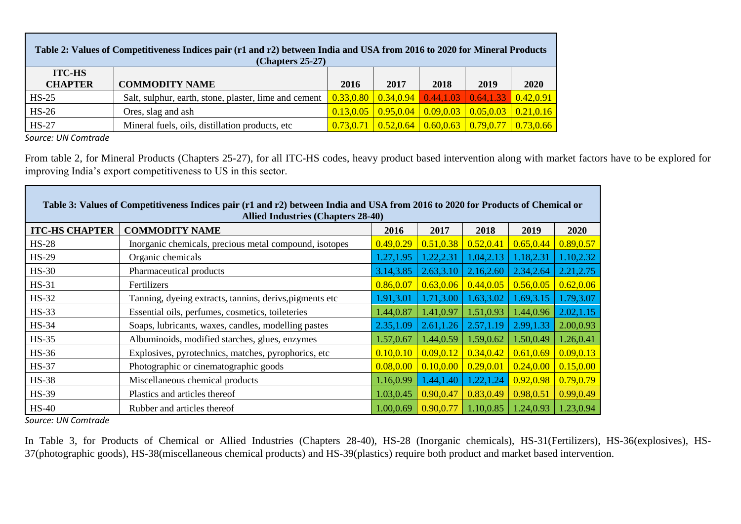| Table 2: Values of Competitiveness Indices pair (r1 and r2) between India and USA from 2016 to 2020 for Mineral Products (Chapters 25-27) | | | | | | |
|---|---|---|---|---|---|---|
| **ITC-HS CHAPTER** | **COMMODITY NAME** | **2016** | **2017** | **2018** | **2019** | **2020** |
| HS-25 | Salt, sulphur, earth, stone, plaster, lime and cement | 0.33,0.80 | 0.34,0.94 | 0.44,1.03 | 0.64,1.33 | 0.42,0.91 |
| HS-26 | Ores, slag and ash | 0.13,0.05 | 0.95,0.04 | 0.09,0.03 | 0.05,0.03 | 0.21,0.16 |
| HS-27 | Mineral fuels, oils, distillation products, etc | 0.73,0.71 | 0.52,0.64 | 0.60,0.63 | 0.79,0.77 | 0.73,0.66 |

*Source: UN Comtrade*

From table 2, for Mineral Products (Chapters 25-27), for all ITC-HS codes, heavy product based intervention along with market factors have to be explored for improving India's export competitiveness to US in this sector.

| Table 3: Values of Competitiveness Indices pair (r1 and r2) between India and USA from 2016 to 2020 for Products of Chemical or Allied Industries (Chapters 28-40) | | | | | | |
|---|---|---|---|---|---|---|
| **ITC-HS CHAPTER** | **COMMODITY NAME** | **2016** | **2017** | **2018** | **2019** | **2020** |
| HS-28 | Inorganic chemicals, precious metal compound, isotopes | 0.49,0.29 | 0.51,0.38 | 0.52,0.41 | 0.65,0.44 | 0.89,0.57 |
| HS-29 | Organic chemicals | 1.27,1.95 | 1.22,2.31 | 1.04,2.13 | 1.18,2.31 | 1.10,2.32 |
| HS-30 | Pharmaceutical products | 3.14,3.85 | 2.63,3.10 | 2.16,2.60 | 2.34,2.64 | 2.21,2.75 |
| HS-31 | Fertilizers | 0.86,0.07 | 0.63,0.06 | 0.44,0.05 | 0.56,0.05 | 0.62,0.06 |
| HS-32 | Tanning, dyeing extracts, tannins, derivs,pigments etc | 1.91,3.01 | 1.71,3.00 | 1.63,3.02 | 1.69,3.15 | 1.79,3.07 |
| HS-33 | Essential oils, perfumes, cosmetics, toileteries | 1.44,0.87 | 1.41,0.97 | 1.51,0.93 | 1.44,0.96 | 2.02,1.15 |
| HS-34 | Soaps, lubricants, waxes, candles, modelling pastes | 2.35,1.09 | 2.61,1.26 | 2.57,1.19 | 2.99,1.33 | 2.00,0.93 |
| HS-35 | Albuminoids, modified starches, glues, enzymes | 1.57,0.67 | 1.44,0.59 | 1.59,0.62 | 1.50,0.49 | 1.26,0.41 |
| HS-36 | Explosives, pyrotechnics, matches, pyrophorics, etc | 0.10,0.10 | 0.09,0.12 | 0.34,0.42 | 0.61,0.69 | 0.09,0.13 |
| HS-37 | Photographic or cinematographic goods | 0.08,0.00 | 0.10,0.00 | 0.29,0.01 | 0.24,0.00 | 0.15,0.00 |
| HS-38 | Miscellaneous chemical products | 1.16,0.99 | 1.44,1.40 | 1.22,1.24 | 0.92,0.98 | 0.79,0.79 |
| HS-39 | Plastics and articles thereof | 1.03,0.45 | 0.90,0.47 | 0.83,0.49 | 0.98,0.51 | 0.99,0.49 |
| HS-40 | Rubber and articles thereof | 1.00,0.69 | 0.90,0.77 | 1.10,0.85 | 1.24,0.93 | 1.23,0.94 |

*Source: UN Comtrade*

In Table 3, for Products of Chemical or Allied Industries (Chapters 28-40), HS-28 (Inorganic chemicals), HS-31(Fertilizers), HS-36(explosives), HS-37(photographic goods), HS-38(miscellaneous chemical products) and HS-39(plastics) require both product and market based intervention.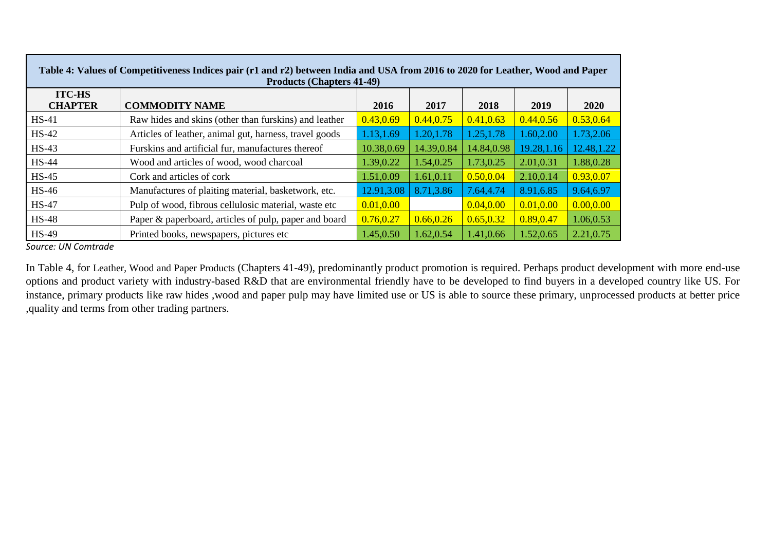| Table 4: Values of Competitiveness Indices pair (r1 and r2) between India and USA from 2016 to 2020 for Leather, Wood and Paper Products (Chapters 41-49) | | | | | | |
|---|---|---|---|---|---|---|
| **ITC-HS CHAPTER** | **COMMODITY NAME** | **2016** | **2017** | **2018** | **2019** | **2020** |
| HS-41 | Raw hides and skins (other than furskins) and leather | 0.43,0.69 | 0.44,0.75 | 0.41,0.63 | 0.44,0.56 | 0.53,0.64 |
| HS-42 | Articles of leather, animal gut, harness, travel goods | 1.13,1.69 | 1.20,1.78 | 1.25,1.78 | 1.60,2.00 | 1.73,2.06 |
| HS-43 | Furskins and artificial fur, manufactures thereof | 10.38,0.69 | 14.39,0.84 | 14.84,0.98 | 19.28,1.16 | 12.48,1.22 |
| HS-44 | Wood and articles of wood, wood charcoal | 1.39,0.22 | 1.54,0.25 | 1.73,0.25 | 2.01,0.31 | 1.88,0.28 |
| HS-45 | Cork and articles of cork | 1.51,0.09 | 1.61,0.11 | 0.50,0.04 | 2.10,0.14 | 0.93,0.07 |
| HS-46 | Manufactures of plaiting material, basketwork, etc. | 12.91,3.08 | 8.71,3.86 | 7.64,4.74 | 8.91,6.85 | 9.64,6.97 |
| HS-47 | Pulp of wood, fibrous cellulosic material, waste etc | 0.01,0.00 | | 0.04,0.00 | 0.01,0.00 | 0.00,0.00 |
| HS-48 | Paper & paperboard, articles of pulp, paper and board | 0.76,0.27 | 0.66,0.26 | 0.65,0.32 | 0.89,0.47 | 1.06,0.53 |
| HS-49 | Printed books, newspapers, pictures etc | 1.45,0.50 | 1.62,0.54 | 1.41,0.66 | 1.52,0.65 | 2.21,0.75 |

*Source: UN Comtrade*

In Table 4, for Leather, Wood and Paper Products (Chapters 41-49), predominantly product promotion is required. Perhaps product development with more end-use options and product variety with industry-based R&D that are environmental friendly have to be developed to find buyers in a developed country like US. For instance, primary products like raw hides ,wood and paper pulp may have limited use or US is able to source these primary, unprocessed products at better price ,quality and terms from other trading partners.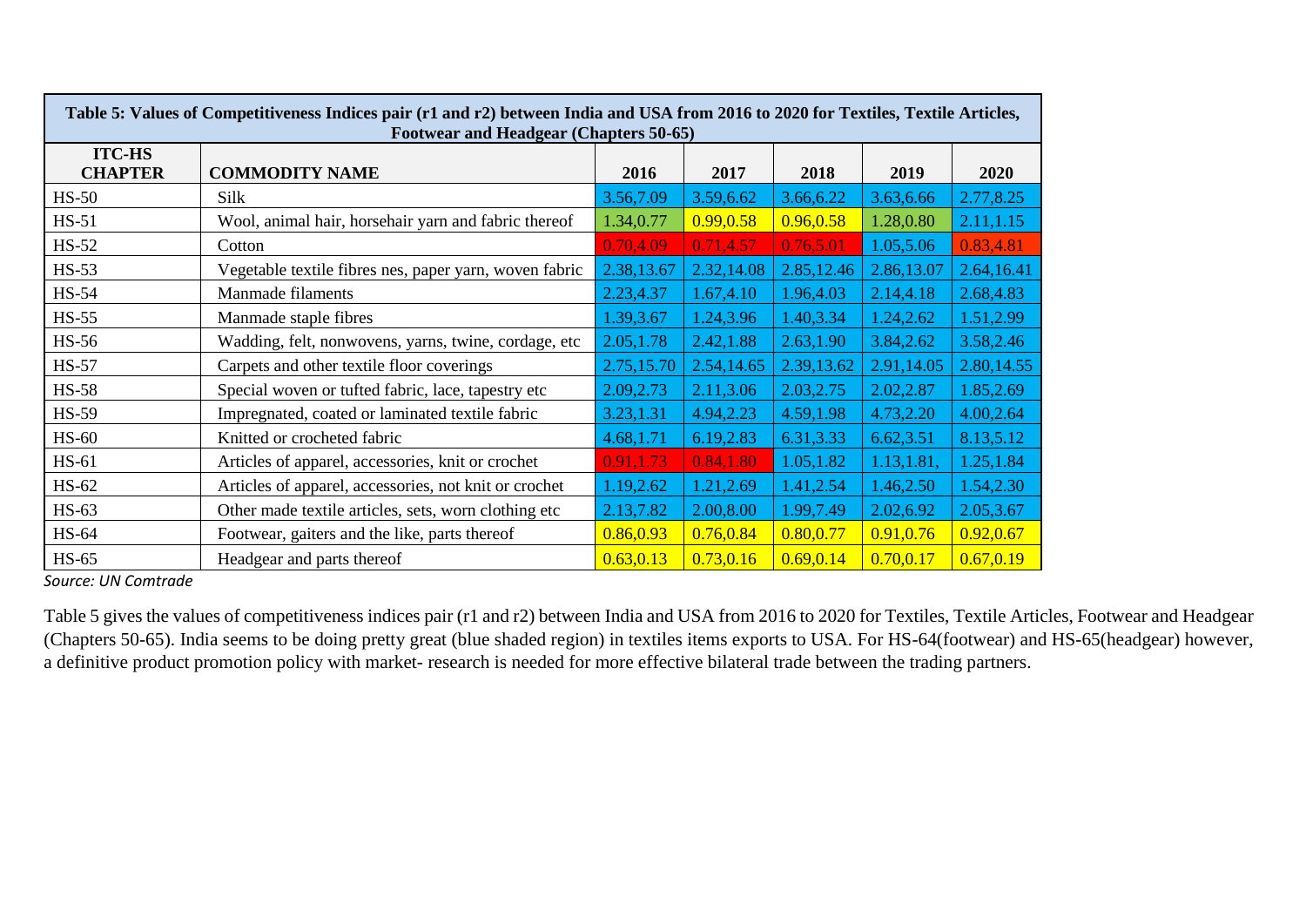| Table 5: Values of Competitiveness Indices pair (r1 and r2) between India and USA from 2016 to 2020 for Textiles, Textile Articles, Footwear and Headgear (Chapters 50-65) | | | | | | |
|---|---|---|---|---|---|---|
| **ITC-HS CHAPTER** | **COMMODITY NAME** | **2016** | **2017** | **2018** | **2019** | **2020** |
| HS-50 | Silk | 3.56,7.09 | 3.59,6.62 | 3.66,6.22 | 3.63,6.66 | 2.77,8.25 |
| HS-51 | Wool, animal hair, horsehair yarn and fabric thereof | 1.34,0.77 | 0.99,0.58 | 0.96,0.58 | 1.28,0.80 | 2.11,1.15 |
| HS-52 | Cotton | 0.70,4.09 | 0.71,4.57 | 0.76,5.01 | 1.05,5.06 | 0.83,4.81 |
| HS-53 | Vegetable textile fibres nes, paper yarn, woven fabric | 2.38,13.67 | 2.32,14.08 | 2.85,12.46 | 2.86,13.07 | 2.64,16.41 |
| HS-54 | Manmade filaments | 2.23,4.37 | 1.67,4.10 | 1.96,4.03 | 2.14,4.18 | 2.68,4.83 |
| HS-55 | Manmade staple fibres | 1.39,3.67 | 1.24,3.96 | 1.40,3.34 | 1.24,2.62 | 1.51,2.99 |
| HS-56 | Wadding, felt, nonwovens, yarns, twine, cordage, etc | 2.05,1.78 | 2.42,1.88 | 2.63,1.90 | 3.84,2.62 | 3.58,2.46 |
| HS-57 | Carpets and other textile floor coverings | 2.75,15.70 | 2.54,14.65 | 2.39,13.62 | 2.91,14.05 | 2.80,14.55 |
| HS-58 | Special woven or tufted fabric, lace, tapestry etc | 2.09,2.73 | 2.11,3.06 | 2.03,2.75 | 2.02,2.87 | 1.85,2.69 |
| HS-59 | Impregnated, coated or laminated textile fabric | 3.23,1.31 | 4.94,2.23 | 4.59,1.98 | 4.73,2.20 | 4.00,2.64 |
| HS-60 | Knitted or crocheted fabric | 4.68,1.71 | 6.19,2.83 | 6.31,3.33 | 6.62,3.51 | 8.13,5.12 |
| HS-61 | Articles of apparel, accessories, knit or crochet | 0.91,1.73 | 0.84,1.80 | 1.05,1.82 | 1.13,1.81, | 1.25,1.84 |
| HS-62 | Articles of apparel, accessories, not knit or crochet | 1.19,2.62 | 1.21,2.69 | 1.41,2.54 | 1.46,2.50 | 1.54,2.30 |
| HS-63 | Other made textile articles, sets, worn clothing etc | 2.13,7.82 | 2.00,8.00 | 1.99,7.49 | 2.02,6.92 | 2.05,3.67 |
| HS-64 | Footwear, gaiters and the like, parts thereof | 0.86,0.93 | 0.76,0.84 | 0.80,0.77 | 0.91,0.76 | 0.92,0.67 |
| HS-65 | Headgear and parts thereof | 0.63,0.13 | 0.73,0.16 | 0.69,0.14 | 0.70,0.17 | 0.67,0.19 |

*Source: UN Comtrade*

Table 5 gives the values of competitiveness indices pair (r1 and r2) between India and USA from 2016 to 2020 for Textiles, Textile Articles, Footwear and Headgear (Chapters 50-65). India seems to be doing pretty great (blue shaded region) in textiles items exports to USA. For HS-64(footwear) and HS-65(headgear) however, a definitive product promotion policy with market- research is needed for more effective bilateral trade between the trading partners.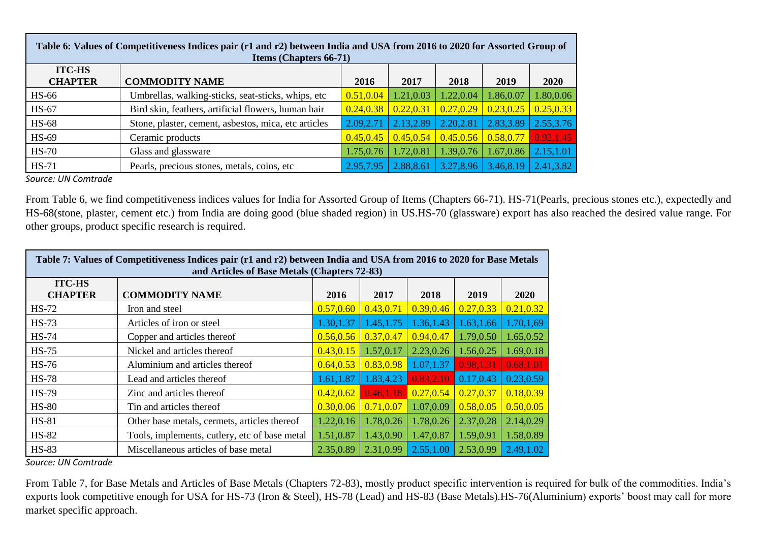| Table 6: Values of Competitiveness Indices pair (r1 and r2) between India and USA from 2016 to 2020 for Assorted Group of Items (Chapters 66-71) | | | | | | |
|---|---|---|---|---|---|---|
| **ITC-HS CHAPTER** | **COMMODITY NAME** | **2016** | **2017** | **2018** | **2019** | **2020** |
| HS-66 | Umbrellas, walking-sticks, seat-sticks, whips, etc | 0.51,0.04 | 1.21,0.03 | 1.22,0.04 | 1.86,0.07 | 1.80,0.06 |
| HS-67 | Bird skin, feathers, artificial flowers, human hair | 0.24,0.38 | 0.22,0.31 | 0.27,0.29 | 0.23,0.25 | 0.25,0.33 |
| HS-68 | Stone, plaster, cement, asbestos, mica, etc articles | 2.09,2.71 | 2.13,2.89 | 2.20,2.81 | 2.83,3.89 | 2.55,3.76 |
| HS-69 | Ceramic products | 0.45,0.45 | 0.45,0.54 | 0.45,0.56 | 0.58,0.77 | 0.92,1.45 |
| HS-70 | Glass and glassware | 1.75,0.76 | 1.72,0.81 | 1.39,0.76 | 1.67,0.86 | 2.15,1.01 |
| HS-71 | Pearls, precious stones, metals, coins, etc | 2.95,7.95 | 2.88,8.61 | 3.27,8.96 | 3.46,8.19 | 2.41,3.82 |

*Source: UN Comtrade*

From Table 6, we find competitiveness indices values for India for Assorted Group of Items (Chapters 66-71). HS-71(Pearls, precious stones etc.), expectedly and HS-68(stone, plaster, cement etc.) from India are doing good (blue shaded region) in US.HS-70 (glassware) export has also reached the desired value range. For other groups, product specific research is required.

| Table 7: Values of Competitiveness Indices pair (r1 and r2) between India and USA from 2016 to 2020 for Base Metals and Articles of Base Metals (Chapters 72-83) | | | | | | |
|---|---|---|---|---|---|---|
| **ITC-HS CHAPTER** | **COMMODITY NAME** | **2016** | **2017** | **2018** | **2019** | **2020** |
| HS-72 | Iron and steel | 0.57,0.60 | 0.43,0.71 | 0.39,0.46 | 0.27,0.33 | 0.21,0.32 |
| HS-73 | Articles of iron or steel | 1.30,1.37 | 1.45,1.75 | 1.36,1.43 | 1.63,1.66 | 1.70,1,69 |
| HS-74 | Copper and articles thereof | 0.56,0.56 | 0.37,0.47 | 0.94,0.47 | 1.79,0.50 | 1.65,0.52 |
| HS-75 | Nickel and articles thereof | 0.43,0.15 | 1.57,0.17 | 2.23,0.26 | 1.56,0.25 | 1.69,0.18 |
| HS-76 | Aluminium and articles thereof | 0.64,0.53 | 0.83,0.98 | 1.07,1.37 | 0.98,1.31 | 0.68,1.01 |
| HS-78 | Lead and articles thereof | 1.61,1.87 | 1.83,4.23 | 0.83,2.10 | 0.17,0.43 | 0.23,0.59 |
| HS-79 | Zinc and articles thereof | 0.42,0.62 | 0.46,1.18 | 0.27,0.54 | 0.27,0.37 | 0.18,0.39 |
| HS-80 | Tin and articles thereof | 0.30,0.06 | 0.71,0.07 | 1.07,0.09 | 0.58,0.05 | 0.50,0.05 |
| HS-81 | Other base metals, cermets, articles thereof | 1.22,0.16 | 1.78,0.26 | 1.78,0.26 | 2.37,0.28 | 2.14,0.29 |
| HS-82 | Tools, implements, cutlery, etc of base metal | 1.51,0.87 | 1.43,0.90 | 1.47,0.87 | 1.59,0.91 | 1.58,0.89 |
| HS-83 | Miscellaneous articles of base metal | 2.35,0.89 | 2.31,0.99 | 2.55,1.00 | 2.53,0.99 | 2.49,1.02 |

*Source: UN Comtrade*

From Table 7, for Base Metals and Articles of Base Metals (Chapters 72-83), mostly product specific intervention is required for bulk of the commodities. India's exports look competitive enough for USA for HS-73 (Iron & Steel), HS-78 (Lead) and HS-83 (Base Metals).HS-76(Aluminium) exports' boost may call for more market specific approach.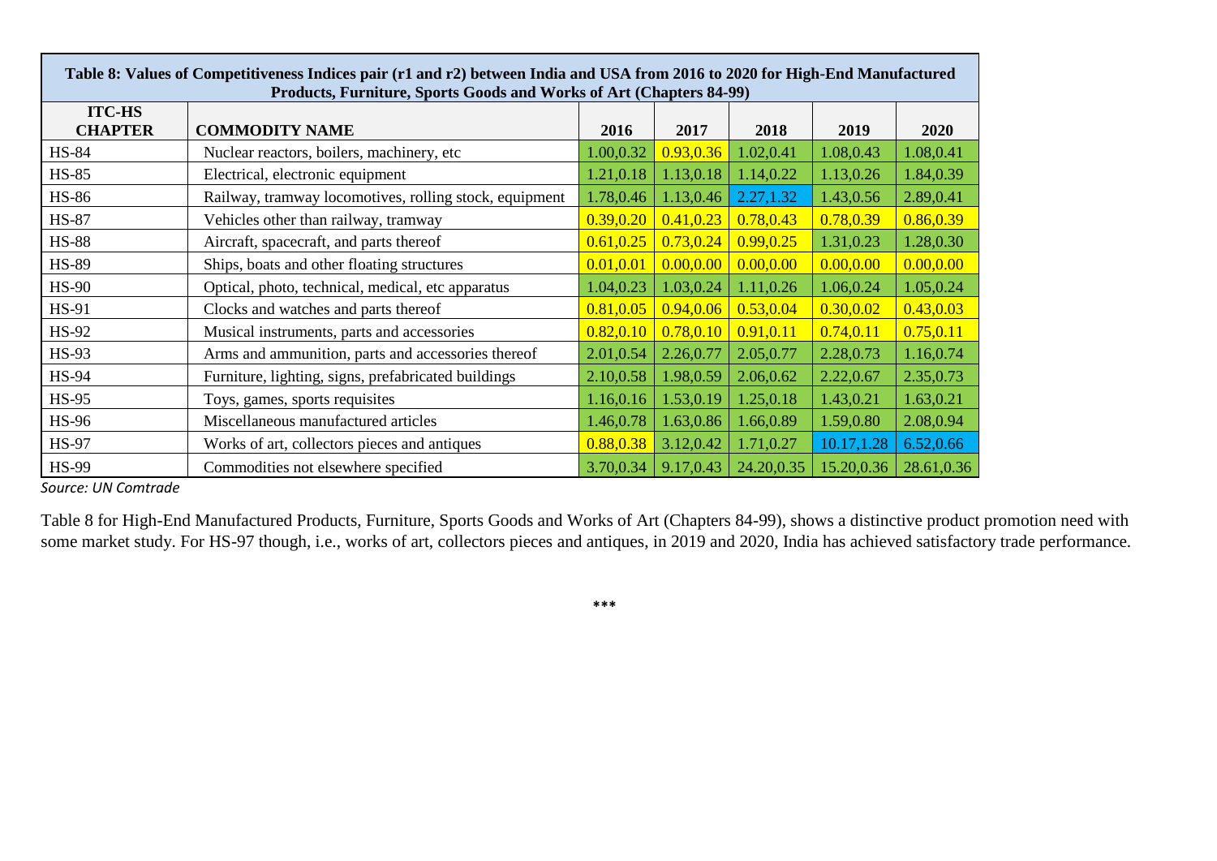| Table 8: Values of Competitiveness Indices pair (r1 and r2) between India and USA from 2016 to 2020 for High-End Manufactured Products, Furniture, Sports Goods and Works of Art (Chapters 84-99) | | | | | | |
|---|---|---|---|---|---|---|
| **ITC-HS CHAPTER** | **COMMODITY NAME** | **2016** | **2017** | **2018** | **2019** | **2020** |
| HS-84 | Nuclear reactors, boilers, machinery, etc | 1.00,0.32 | 0.93,0.36 | 1.02,0.41 | 1.08,0.43 | 1.08,0.41 |
| HS-85 | Electrical, electronic equipment | 1.21,0.18 | 1.13,0.18 | 1.14,0.22 | 1.13,0.26 | 1.84,0.39 |
| HS-86 | Railway, tramway locomotives, rolling stock, equipment | 1.78,0.46 | 1.13,0.46 | 2.27,1.32 | 1.43,0.56 | 2.89,0.41 |
| HS-87 | Vehicles other than railway, tramway | 0.39,0.20 | 0.41,0.23 | 0.78,0.43 | 0.78,0.39 | 0.86,0.39 |
| HS-88 | Aircraft, spacecraft, and parts thereof | 0.61,0.25 | 0.73,0.24 | 0.99,0.25 | 1.31,0.23 | 1.28,0.30 |
| HS-89 | Ships, boats and other floating structures | 0.01,0.01 | 0.00,0.00 | 0.00,0.00 | 0.00,0.00 | 0.00,0.00 |
| HS-90 | Optical, photo, technical, medical, etc apparatus | 1.04,0.23 | 1.03,0.24 | 1.11,0.26 | 1.06,0.24 | 1.05,0.24 |
| HS-91 | Clocks and watches and parts thereof | 0.81,0.05 | 0.94,0.06 | 0.53,0.04 | 0.30,0.02 | 0.43,0.03 |
| HS-92 | Musical instruments, parts and accessories | 0.82,0.10 | 0.78,0.10 | 0.91,0.11 | 0.74,0.11 | 0.75,0.11 |
| HS-93 | Arms and ammunition, parts and accessories thereof | 2.01,0.54 | 2.26,0.77 | 2.05,0.77 | 2.28,0.73 | 1.16,0.74 |
| HS-94 | Furniture, lighting, signs, prefabricated buildings | 2.10,0.58 | 1.98,0.59 | 2.06,0.62 | 2.22,0.67 | 2.35,0.73 |
| HS-95 | Toys, games, sports requisites | 1.16,0.16 | 1.53,0.19 | 1.25,0.18 | 1.43,0.21 | 1.63,0.21 |
| HS-96 | Miscellaneous manufactured articles | 1.46,0.78 | 1.63,0.86 | 1.66,0.89 | 1.59,0.80 | 2.08,0.94 |
| HS-97 | Works of art, collectors pieces and antiques | 0.88,0.38 | 3.12,0.42 | 1.71,0.27 | 10.17,1.28 | 6.52,0.66 |
| HS-99 | Commodities not elsewhere specified | 3.70,0.34 | 9.17,0.43 | 24.20,0.35 | 15.20,0.36 | 28.61,0.36 |

*Source: UN Comtrade*

Table 8 for High-End Manufactured Products, Furniture, Sports Goods and Works of Art (Chapters 84-99), shows a distinctive product promotion need with some market study. For HS-97 though, i.e., works of art, collectors pieces and antiques, in 2019 and 2020, India has achieved satisfactory trade performance.

***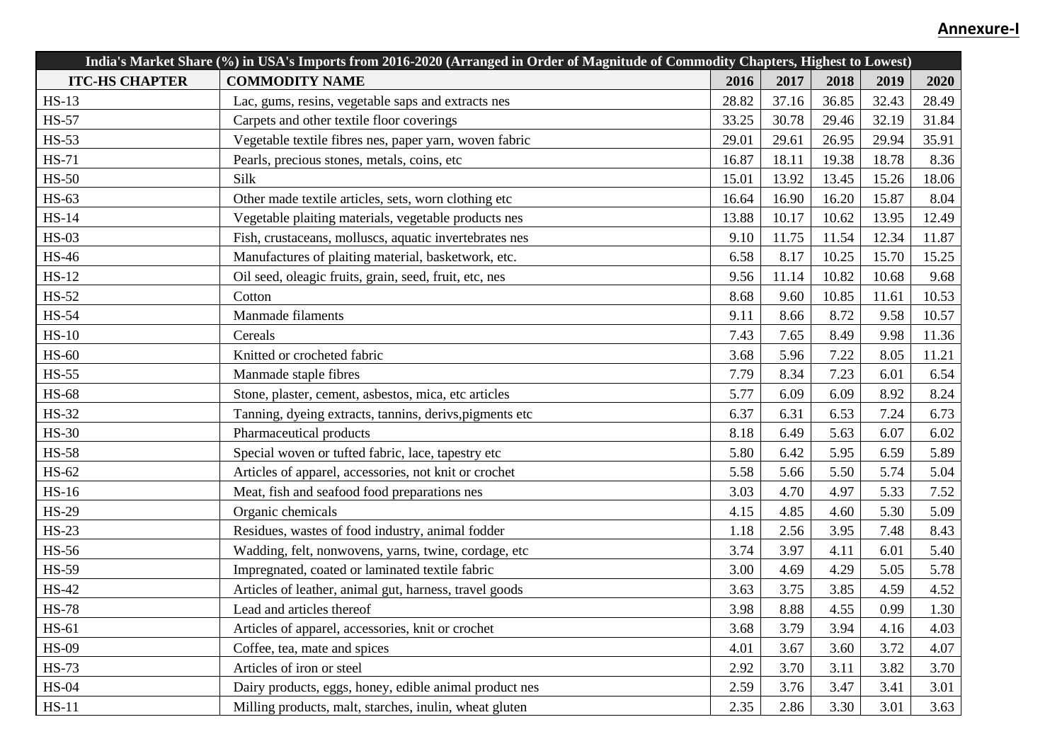**Annexure-I**

| India's Market Share (%) in USA's Imports from 2016-2020 (Arranged in Order of Magnitude of Commodity Chapters, Highest to Lowest) | | | | | | |
|---|---|---|---|---|---|---|
| **ITC-HS CHAPTER** | **COMMODITY NAME** | **2016** | **2017** | **2018** | **2019** | **2020** |
| HS-13 | Lac, gums, resins, vegetable saps and extracts nes | 28.82 | 37.16 | 36.85 | 32.43 | 28.49 |
| HS-57 | Carpets and other textile floor coverings | 33.25 | 30.78 | 29.46 | 32.19 | 31.84 |
| HS-53 | Vegetable textile fibres nes, paper yarn, woven fabric | 29.01 | 29.61 | 26.95 | 29.94 | 35.91 |
| HS-71 | Pearls, precious stones, metals, coins, etc | 16.87 | 18.11 | 19.38 | 18.78 | 8.36 |
| HS-50 | Silk | 15.01 | 13.92 | 13.45 | 15.26 | 18.06 |
| HS-63 | Other made textile articles, sets, worn clothing etc | 16.64 | 16.90 | 16.20 | 15.87 | 8.04 |
| HS-14 | Vegetable plaiting materials, vegetable products nes | 13.88 | 10.17 | 10.62 | 13.95 | 12.49 |
| HS-03 | Fish, crustaceans, molluscs, aquatic invertebrates nes | 9.10 | 11.75 | 11.54 | 12.34 | 11.87 |
| HS-46 | Manufactures of plaiting material, basketwork, etc. | 6.58 | 8.17 | 10.25 | 15.70 | 15.25 |
| HS-12 | Oil seed, oleagic fruits, grain, seed, fruit, etc, nes | 9.56 | 11.14 | 10.82 | 10.68 | 9.68 |
| HS-52 | Cotton | 8.68 | 9.60 | 10.85 | 11.61 | 10.53 |
| HS-54 | Manmade filaments | 9.11 | 8.66 | 8.72 | 9.58 | 10.57 |
| HS-10 | Cereals | 7.43 | 7.65 | 8.49 | 9.98 | 11.36 |
| HS-60 | Knitted or crocheted fabric | 3.68 | 5.96 | 7.22 | 8.05 | 11.21 |
| HS-55 | Manmade staple fibres | 7.79 | 8.34 | 7.23 | 6.01 | 6.54 |
| HS-68 | Stone, plaster, cement, asbestos, mica, etc articles | 5.77 | 6.09 | 6.09 | 8.92 | 8.24 |
| HS-32 | Tanning, dyeing extracts, tannins, derivs,pigments etc | 6.37 | 6.31 | 6.53 | 7.24 | 6.73 |
| HS-30 | Pharmaceutical products | 8.18 | 6.49 | 5.63 | 6.07 | 6.02 |
| HS-58 | Special woven or tufted fabric, lace, tapestry etc | 5.80 | 6.42 | 5.95 | 6.59 | 5.89 |
| HS-62 | Articles of apparel, accessories, not knit or crochet | 5.58 | 5.66 | 5.50 | 5.74 | 5.04 |
| HS-16 | Meat, fish and seafood food preparations nes | 3.03 | 4.70 | 4.97 | 5.33 | 7.52 |
| HS-29 | Organic chemicals | 4.15 | 4.85 | 4.60 | 5.30 | 5.09 |
| HS-23 | Residues, wastes of food industry, animal fodder | 1.18 | 2.56 | 3.95 | 7.48 | 8.43 |
| HS-56 | Wadding, felt, nonwovens, yarns, twine, cordage, etc | 3.74 | 3.97 | 4.11 | 6.01 | 5.40 |
| HS-59 | Impregnated, coated or laminated textile fabric | 3.00 | 4.69 | 4.29 | 5.05 | 5.78 |
| HS-42 | Articles of leather, animal gut, harness, travel goods | 3.63 | 3.75 | 3.85 | 4.59 | 4.52 |
| HS-78 | Lead and articles thereof | 3.98 | 8.88 | 4.55 | 0.99 | 1.30 |
| HS-61 | Articles of apparel, accessories, knit or crochet | 3.68 | 3.79 | 3.94 | 4.16 | 4.03 |
| HS-09 | Coffee, tea, mate and spices | 4.01 | 3.67 | 3.60 | 3.72 | 4.07 |
| HS-73 | Articles of iron or steel | 2.92 | 3.70 | 3.11 | 3.82 | 3.70 |
| HS-04 | Dairy products, eggs, honey, edible animal product nes | 2.59 | 3.76 | 3.47 | 3.41 | 3.01 |
| HS-11 | Milling products, malt, starches, inulin, wheat gluten | 2.35 | 2.86 | 3.30 | 3.01 | 3.63 |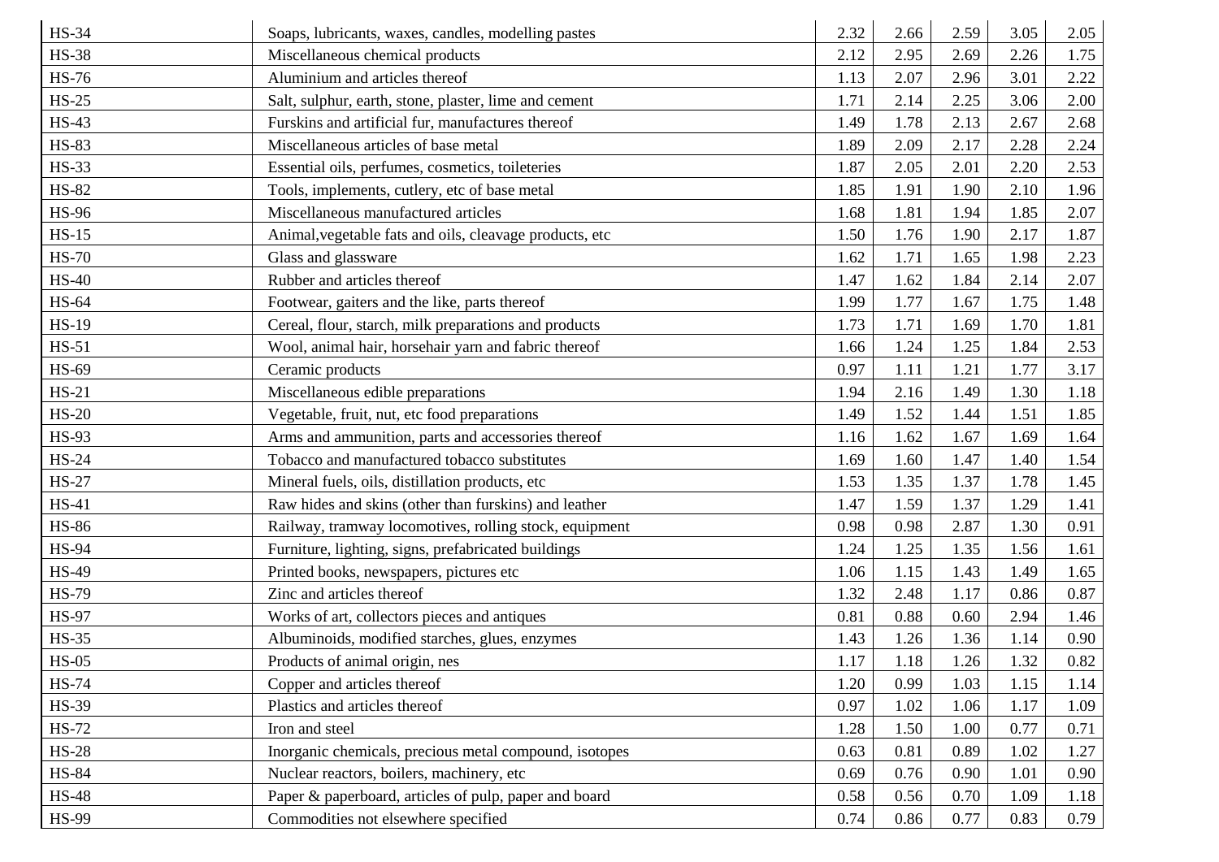| HS-34 | Soaps, lubricants, waxes, candles, modelling pastes | 2.32 | 2.66 | 2.59 | 3.05 | 2.05 |
|---|---|---|---|---|---|---|
| HS-38 | Miscellaneous chemical products | 2.12 | 2.95 | 2.69 | 2.26 | 1.75 |
| HS-76 | Aluminium and articles thereof | 1.13 | 2.07 | 2.96 | 3.01 | 2.22 |
| HS-25 | Salt, sulphur, earth, stone, plaster, lime and cement | 1.71 | 2.14 | 2.25 | 3.06 | 2.00 |
| HS-43 | Furskins and artificial fur, manufactures thereof | 1.49 | 1.78 | 2.13 | 2.67 | 2.68 |
| HS-83 | Miscellaneous articles of base metal | 1.89 | 2.09 | 2.17 | 2.28 | 2.24 |
| HS-33 | Essential oils, perfumes, cosmetics, toileteries | 1.87 | 2.05 | 2.01 | 2.20 | 2.53 |
| HS-82 | Tools, implements, cutlery, etc of base metal | 1.85 | 1.91 | 1.90 | 2.10 | 1.96 |
| HS-96 | Miscellaneous manufactured articles | 1.68 | 1.81 | 1.94 | 1.85 | 2.07 |
| HS-15 | Animal,vegetable fats and oils, cleavage products, etc | 1.50 | 1.76 | 1.90 | 2.17 | 1.87 |
| HS-70 | Glass and glassware | 1.62 | 1.71 | 1.65 | 1.98 | 2.23 |
| HS-40 | Rubber and articles thereof | 1.47 | 1.62 | 1.84 | 2.14 | 2.07 |
| HS-64 | Footwear, gaiters and the like, parts thereof | 1.99 | 1.77 | 1.67 | 1.75 | 1.48 |
| HS-19 | Cereal, flour, starch, milk preparations and products | 1.73 | 1.71 | 1.69 | 1.70 | 1.81 |
| HS-51 | Wool, animal hair, horsehair yarn and fabric thereof | 1.66 | 1.24 | 1.25 | 1.84 | 2.53 |
| HS-69 | Ceramic products | 0.97 | 1.11 | 1.21 | 1.77 | 3.17 |
| HS-21 | Miscellaneous edible preparations | 1.94 | 2.16 | 1.49 | 1.30 | 1.18 |
| HS-20 | Vegetable, fruit, nut, etc food preparations | 1.49 | 1.52 | 1.44 | 1.51 | 1.85 |
| HS-93 | Arms and ammunition, parts and accessories thereof | 1.16 | 1.62 | 1.67 | 1.69 | 1.64 |
| HS-24 | Tobacco and manufactured tobacco substitutes | 1.69 | 1.60 | 1.47 | 1.40 | 1.54 |
| HS-27 | Mineral fuels, oils, distillation products, etc | 1.53 | 1.35 | 1.37 | 1.78 | 1.45 |
| HS-41 | Raw hides and skins (other than furskins) and leather | 1.47 | 1.59 | 1.37 | 1.29 | 1.41 |
| HS-86 | Railway, tramway locomotives, rolling stock, equipment | 0.98 | 0.98 | 2.87 | 1.30 | 0.91 |
| HS-94 | Furniture, lighting, signs, prefabricated buildings | 1.24 | 1.25 | 1.35 | 1.56 | 1.61 |
| HS-49 | Printed books, newspapers, pictures etc | 1.06 | 1.15 | 1.43 | 1.49 | 1.65 |
| HS-79 | Zinc and articles thereof | 1.32 | 2.48 | 1.17 | 0.86 | 0.87 |
| HS-97 | Works of art, collectors pieces and antiques | 0.81 | 0.88 | 0.60 | 2.94 | 1.46 |
| HS-35 | Albuminoids, modified starches, glues, enzymes | 1.43 | 1.26 | 1.36 | 1.14 | 0.90 |
| HS-05 | Products of animal origin, nes | 1.17 | 1.18 | 1.26 | 1.32 | 0.82 |
| HS-74 | Copper and articles thereof | 1.20 | 0.99 | 1.03 | 1.15 | 1.14 |
| HS-39 | Plastics and articles thereof | 0.97 | 1.02 | 1.06 | 1.17 | 1.09 |
| HS-72 | Iron and steel | 1.28 | 1.50 | 1.00 | 0.77 | 0.71 |
| HS-28 | Inorganic chemicals, precious metal compound, isotopes | 0.63 | 0.81 | 0.89 | 1.02 | 1.27 |
| HS-84 | Nuclear reactors, boilers, machinery, etc | 0.69 | 0.76 | 0.90 | 1.01 | 0.90 |
| HS-48 | Paper & paperboard, articles of pulp, paper and board | 0.58 | 0.56 | 0.70 | 1.09 | 1.18 |
| HS-99 | Commodities not elsewhere specified | 0.74 | 0.86 | 0.77 | 0.83 | 0.79 |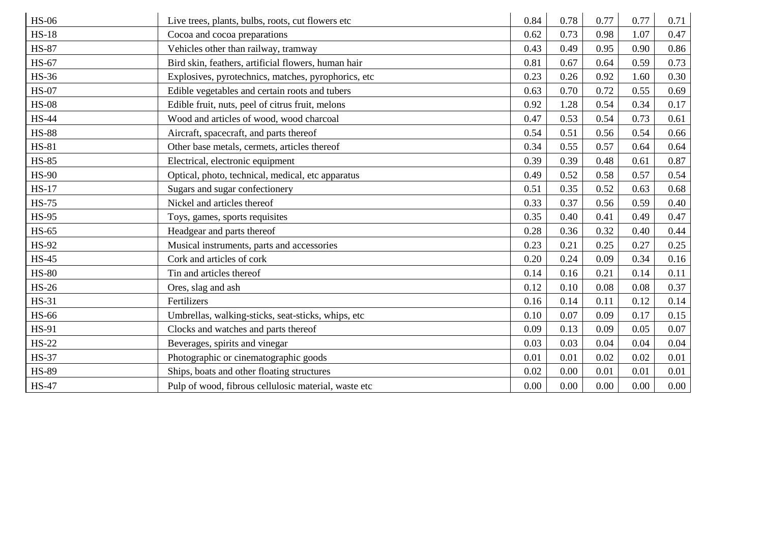| | | | | | | |
|---|---|---|---|---|---|---|
| HS-06 | Live trees, plants, bulbs, roots, cut flowers etc | 0.84 | 0.78 | 0.77 | 0.77 | 0.71 |
| HS-18 | Cocoa and cocoa preparations | 0.62 | 0.73 | 0.98 | 1.07 | 0.47 |
| HS-87 | Vehicles other than railway, tramway | 0.43 | 0.49 | 0.95 | 0.90 | 0.86 |
| HS-67 | Bird skin, feathers, artificial flowers, human hair | 0.81 | 0.67 | 0.64 | 0.59 | 0.73 |
| HS-36 | Explosives, pyrotechnics, matches, pyrophorics, etc | 0.23 | 0.26 | 0.92 | 1.60 | 0.30 |
| HS-07 | Edible vegetables and certain roots and tubers | 0.63 | 0.70 | 0.72 | 0.55 | 0.69 |
| HS-08 | Edible fruit, nuts, peel of citrus fruit, melons | 0.92 | 1.28 | 0.54 | 0.34 | 0.17 |
| HS-44 | Wood and articles of wood, wood charcoal | 0.47 | 0.53 | 0.54 | 0.73 | 0.61 |
| HS-88 | Aircraft, spacecraft, and parts thereof | 0.54 | 0.51 | 0.56 | 0.54 | 0.66 |
| HS-81 | Other base metals, cermets, articles thereof | 0.34 | 0.55 | 0.57 | 0.64 | 0.64 |
| HS-85 | Electrical, electronic equipment | 0.39 | 0.39 | 0.48 | 0.61 | 0.87 |
| HS-90 | Optical, photo, technical, medical, etc apparatus | 0.49 | 0.52 | 0.58 | 0.57 | 0.54 |
| HS-17 | Sugars and sugar confectionery | 0.51 | 0.35 | 0.52 | 0.63 | 0.68 |
| HS-75 | Nickel and articles thereof | 0.33 | 0.37 | 0.56 | 0.59 | 0.40 |
| HS-95 | Toys, games, sports requisites | 0.35 | 0.40 | 0.41 | 0.49 | 0.47 |
| HS-65 | Headgear and parts thereof | 0.28 | 0.36 | 0.32 | 0.40 | 0.44 |
| HS-92 | Musical instruments, parts and accessories | 0.23 | 0.21 | 0.25 | 0.27 | 0.25 |
| HS-45 | Cork and articles of cork | 0.20 | 0.24 | 0.09 | 0.34 | 0.16 |
| HS-80 | Tin and articles thereof | 0.14 | 0.16 | 0.21 | 0.14 | 0.11 |
| HS-26 | Ores, slag and ash | 0.12 | 0.10 | 0.08 | 0.08 | 0.37 |
| HS-31 | Fertilizers | 0.16 | 0.14 | 0.11 | 0.12 | 0.14 |
| HS-66 | Umbrellas, walking-sticks, seat-sticks, whips, etc | 0.10 | 0.07 | 0.09 | 0.17 | 0.15 |
| HS-91 | Clocks and watches and parts thereof | 0.09 | 0.13 | 0.09 | 0.05 | 0.07 |
| HS-22 | Beverages, spirits and vinegar | 0.03 | 0.03 | 0.04 | 0.04 | 0.04 |
| HS-37 | Photographic or cinematographic goods | 0.01 | 0.01 | 0.02 | 0.02 | 0.01 |
| HS-89 | Ships, boats and other floating structures | 0.02 | 0.00 | 0.01 | 0.01 | 0.01 |
| HS-47 | Pulp of wood, fibrous cellulosic material, waste etc | 0.00 | 0.00 | 0.00 | 0.00 | 0.00 |